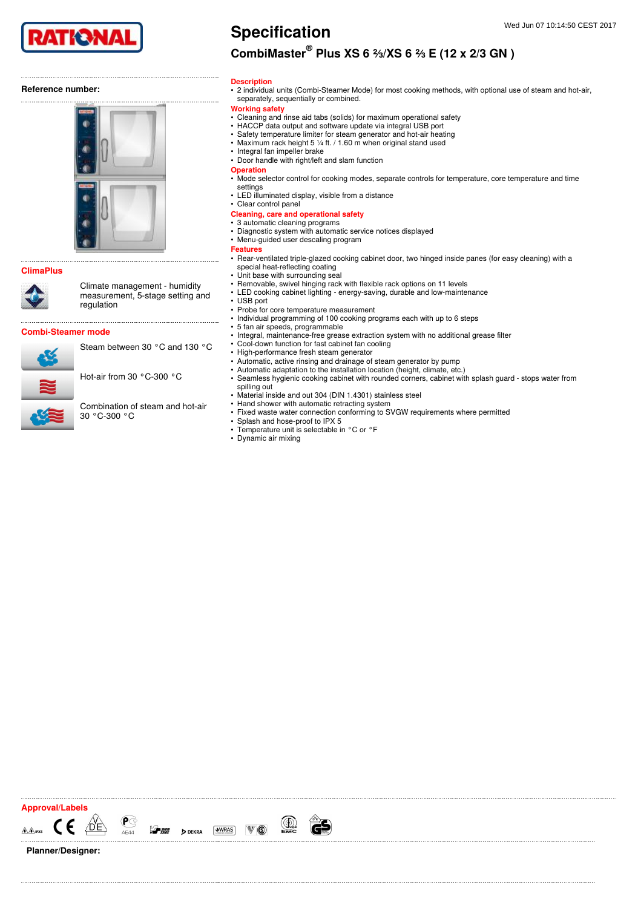RATIONAL

# Specification

## CombiMaster® Plus XS 6 ⅔/XS 6 ⅔ E (12 x 2/3 GN )

Wed Jun 07 10:14:50 CEST 2017

**Reference number:**

### ClimaPlus

Climate management - humidity measurement, 5-stage setting and regulation

### Combi-Steamer mode

Steam between 30 °C and 130 °C

Hot-air from 30 °C-300 °C

Combination of steam and hot-air 30 °C-300 °C

### Description

- 2 individual units (Combi-Steamer Mode) for most cooking methods, with optional use of steam and hot-air, separately, sequentially or combined.

### Working safety

- Cleaning and rinse aid tabs (solids) for maximum operational safety
- HACCP data output and software update via integral USB port
- Safety temperature limiter for steam generator and hot-air heating
- Maximum rack height 5 ¼ ft. / 1.60 m when original stand used
- Integral fan impeller brake
- Door handle with right/left and slam function

### Operation

- Mode selector control for cooking modes, separate controls for temperature, core temperature and time settings
- LED illuminated display, visible from a distance
- Clear control panel

### Cleaning, care and operational safety

- 3 automatic cleaning programs
- Diagnostic system with automatic service notices displayed
- Menu-guided user descaling program

### Features

- Rear-ventilated triple-glazed cooking cabinet door, two hinged inside panes (for easy cleaning) with a special heat-reflecting coating
- Unit base with surrounding seal
- Removable, swivel hinging rack with flexible rack options on 11 levels
- LED cooking cabinet lighting - energy-saving, durable and low-maintenance
- USB port
- Probe for core temperature measurement
- Individual programming of 100 cooking programs each with up to 6 steps
- 5 fan air speeds, programmable
- Integral, maintenance-free grease extraction system with no additional grease filter
- Cool-down function for fast cabinet fan cooling
- High-performance fresh steam generator
- Automatic, active rinsing and drainage of steam generator by pump
- Automatic adaptation to the installation location (height, climate, etc.)
- Seamless hygienic cooking cabinet with rounded corners, cabinet with splash guard - stops water from spilling out
- Material inside and out 304 (DIN 1.4301) stainless steel
- Hand shower with automatic retracting system
- Fixed waste water connection conforming to SVGW requirements where permitted
- Splash and hose-proof to IPX 5
- Temperature unit is selectable in °C or °F
- Dynamic air mixing

### Approval/Labels

**Planner/Designer:**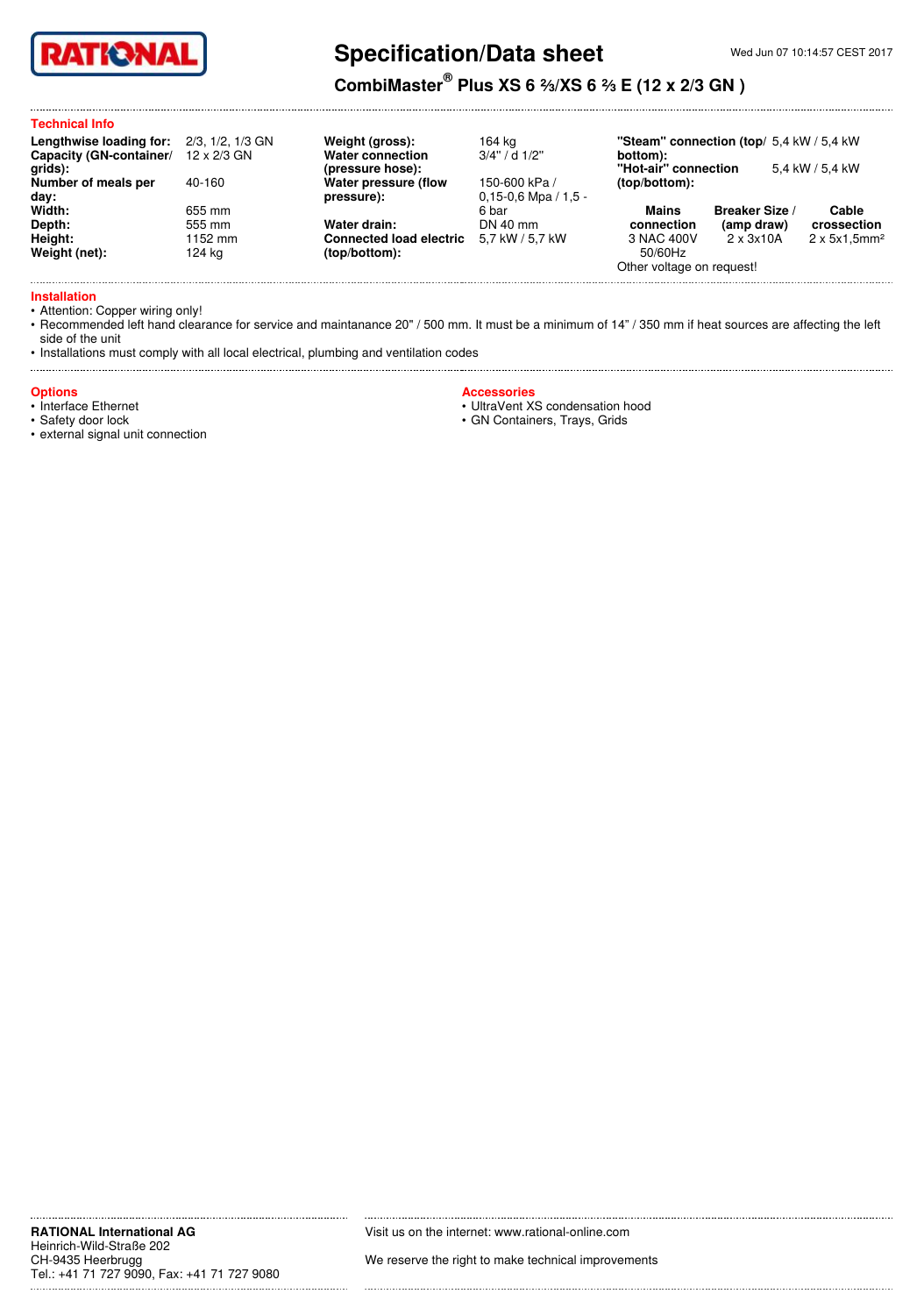# Specification/Data sheet

Wed Jun 07 10:14:57 CEST 2017

## CombiMaster® Plus XS 6 ⅔/XS 6 ⅔ E (12 x 2/3 GN )

### Technical Info

| | |
|---|---|
| **Lengthwise loading for:** | 2/3, 1/2, 1/3 GN |
| **Capacity (GN-container/ grids):** | 12 x 2/3 GN |
| **Number of meals per day:** | 40-160 |
| **Width:** | 655 mm |
| **Depth:** | 555 mm |
| **Height:** | 1152 mm |
| **Weight (net):** | 124 kg |
| **Weight (gross):** | 164 kg |
| **Water connection (pressure hose):** | 3/4" / d 1/2" |
| **Water pressure (flow pressure):** | 150-600 kPa / 0,15-0,6 Mpa / 1,5 - 6 bar |
| **Water drain:** | DN 40 mm |
| **Connected load electric (top/bottom):** | 5,7 kW / 5,7 kW |
| **"Steam" connection (top/ bottom):** | 5,4 kW / 5,4 kW |
| **"Hot-air" connection (top/bottom):** | 5,4 kW / 5,4 kW |

| Mains connection | Breaker Size / (amp draw) | Cable crossection |
|---|---|---|
| 3 NAC 400V 50/60Hz | 2 x 3x10A | 2 x 5x1,5mm² |

Other voltage on request!

### Installation

- Attention: Copper wiring only!
- Recommended left hand clearance for service and maintanance 20" / 500 mm. It must be a minimum of 14" / 350 mm if heat sources are affecting the left side of the unit
- Installations must comply with all local electrical, plumbing and ventilation codes

### Options

- Interface Ethernet
- Safety door lock
- external signal unit connection

### Accessories

- UltraVent XS condensation hood
- GN Containers, Trays, Grids

**RATIONAL International AG**
Heinrich-Wild-Straße 202
CH-9435 Heerbrugg
Tel.: +41 71 727 9090, Fax: +41 71 727 9080

Visit us on the internet: www.rational-online.com

We reserve the right to make technical improvements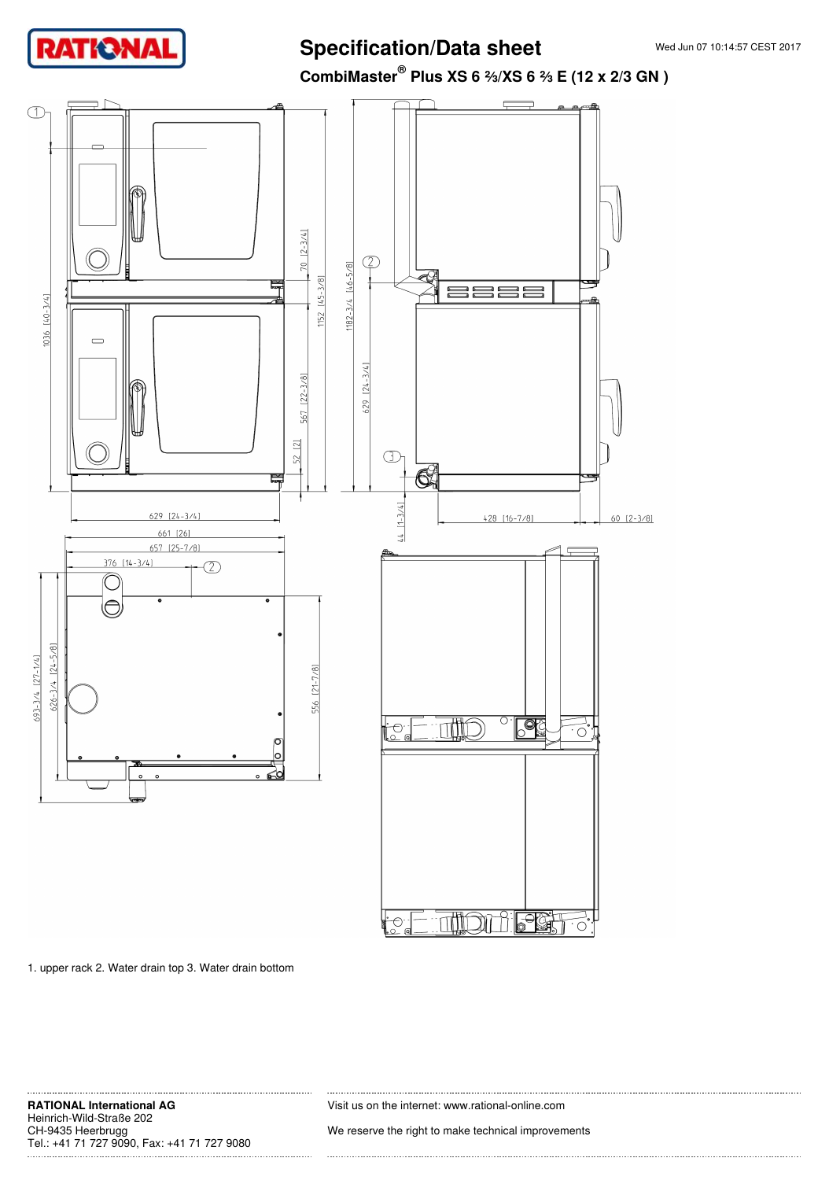# Specification/Data sheet

Wed Jun 07 10:14:57 CEST 2017

## CombiMaster® Plus XS 6 ⅔/XS 6 ⅔ E (12 x 2/3 GN )

1036 [40-3/4]

70 [2-3/4]

1152 [45-3/8]

567 [22-3/8]

52 [2]

1182-3/4 [46-5/8]

629 [24-3/4]

44 [1-3/4]

428 [16-7/8]

60 [2-3/8]

629 [24-3/4]

661 [26]

657 [25-7/8]

376 [14-3/4]

693-3/4 [27-1/4]

626-3/4 [24-5/8]

556 [21-7/8]

1. upper rack 2. Water drain top 3. Water drain bottom

**RATIONAL International AG**
Heinrich-Wild-Straße 202
CH-9435 Heerbrugg
Tel.: +41 71 727 9090, Fax: +41 71 727 9080

Visit us on the internet: www.rational-online.com

We reserve the right to make technical improvements